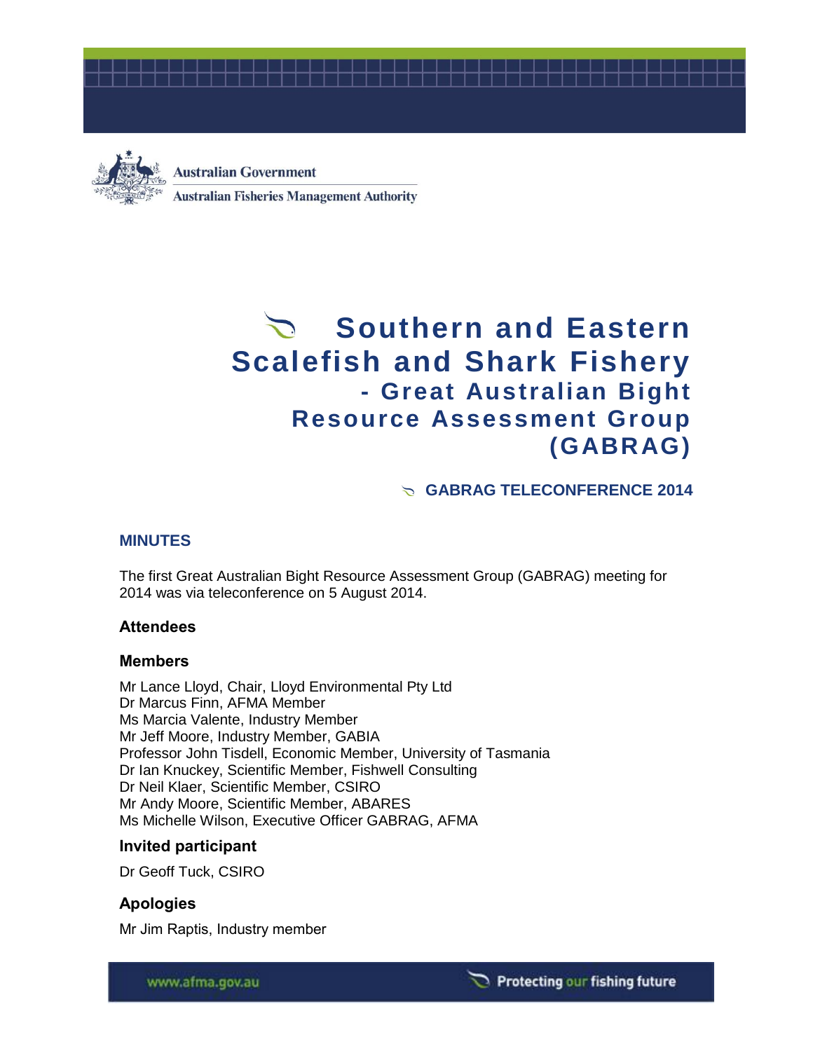Australian Government

Australian Fisheries Management Authority

# Southern and Eastern Scalefish and Shark Fishery - Great Australian Bight Resource Assessment Group (GABRAG)

## GABRAG TELECONFERENCE 2014

## MINUTES

The first Great Australian Bight Resource Assessment Group (GABRAG) meeting for 2014 was via teleconference on 5 August 2014.

### Attendees

### Members

Mr Lance Lloyd, Chair, Lloyd Environmental Pty Ltd
Dr Marcus Finn, AFMA Member
Ms Marcia Valente, Industry Member
Mr Jeff Moore, Industry Member, GABIA
Professor John Tisdell, Economic Member, University of Tasmania
Dr Ian Knuckey, Scientific Member, Fishwell Consulting
Dr Neil Klaer, Scientific Member, CSIRO
Mr Andy Moore, Scientific Member, ABARES
Ms Michelle Wilson, Executive Officer GABRAG, AFMA

### Invited participant

Dr Geoff Tuck, CSIRO

### Apologies

Mr Jim Raptis, Industry member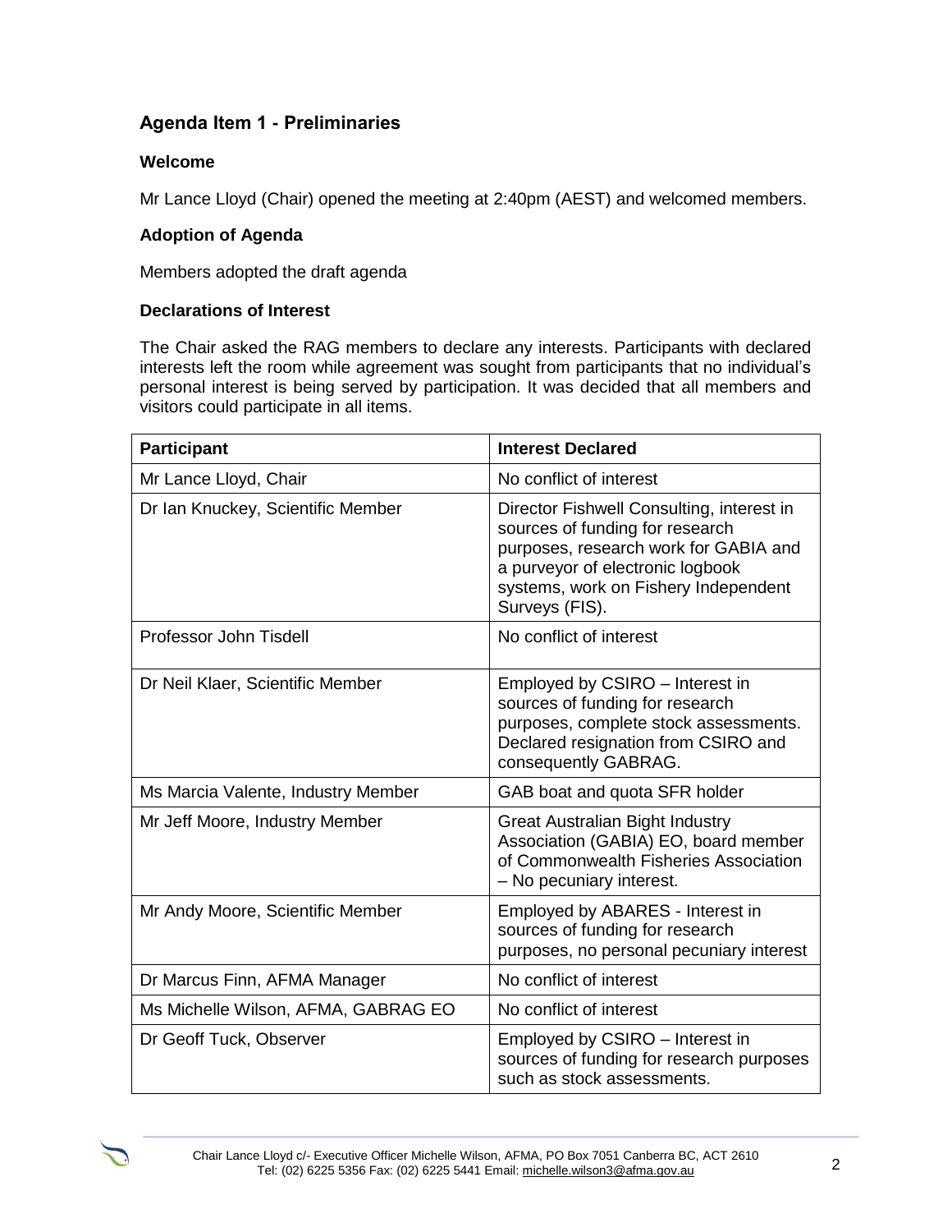## Agenda Item 1 - Preliminaries

### Welcome

Mr Lance Lloyd (Chair) opened the meeting at 2:40pm (AEST) and welcomed members.

### Adoption of Agenda

Members adopted the draft agenda

### Declarations of Interest

The Chair asked the RAG members to declare any interests. Participants with declared interests left the room while agreement was sought from participants that no individual's personal interest is being served by participation. It was decided that all members and visitors could participate in all items.

| Participant | Interest Declared |
|---|---|
| Mr Lance Lloyd, Chair | No conflict of interest |
| Dr Ian Knuckey, Scientific Member | Director Fishwell Consulting, interest in sources of funding for research purposes, research work for GABIA and a purveyor of electronic logbook systems, work on Fishery Independent Surveys (FIS). |
| Professor John Tisdell | No conflict of interest |
| Dr Neil Klaer, Scientific Member | Employed by CSIRO – Interest in sources of funding for research purposes, complete stock assessments. Declared resignation from CSIRO and consequently GABRAG. |
| Ms Marcia Valente, Industry Member | GAB boat and quota SFR holder |
| Mr Jeff Moore, Industry Member | Great Australian Bight Industry Association (GABIA) EO, board member of Commonwealth Fisheries Association – No pecuniary interest. |
| Mr Andy Moore, Scientific Member | Employed by ABARES - Interest in sources of funding for research purposes, no personal pecuniary interest |
| Dr Marcus Finn, AFMA Manager | No conflict of interest |
| Ms Michelle Wilson, AFMA, GABRAG EO | No conflict of interest |
| Dr Geoff Tuck, Observer | Employed by CSIRO – Interest in sources of funding for research purposes such as stock assessments. |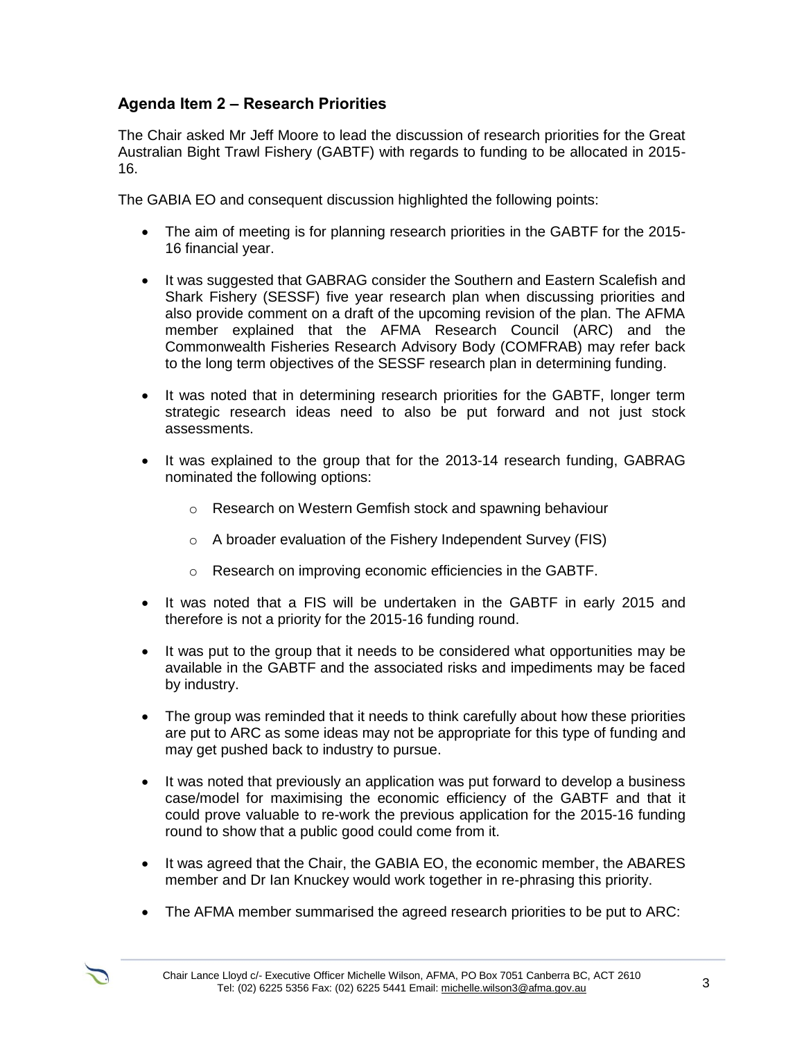## Agenda Item 2 – Research Priorities

The Chair asked Mr Jeff Moore to lead the discussion of research priorities for the Great Australian Bight Trawl Fishery (GABTF) with regards to funding to be allocated in 2015-16.

The GABIA EO and consequent discussion highlighted the following points:

- The aim of meeting is for planning research priorities in the GABTF for the 2015-16 financial year.
- It was suggested that GABRAG consider the Southern and Eastern Scalefish and Shark Fishery (SESSF) five year research plan when discussing priorities and also provide comment on a draft of the upcoming revision of the plan. The AFMA member explained that the AFMA Research Council (ARC) and the Commonwealth Fisheries Research Advisory Body (COMFRAB) may refer back to the long term objectives of the SESSF research plan in determining funding.
- It was noted that in determining research priorities for the GABTF, longer term strategic research ideas need to also be put forward and not just stock assessments.
- It was explained to the group that for the 2013-14 research funding, GABRAG nominated the following options:
  - Research on Western Gemfish stock and spawning behaviour
  - A broader evaluation of the Fishery Independent Survey (FIS)
  - Research on improving economic efficiencies in the GABTF.
- It was noted that a FIS will be undertaken in the GABTF in early 2015 and therefore is not a priority for the 2015-16 funding round.
- It was put to the group that it needs to be considered what opportunities may be available in the GABTF and the associated risks and impediments may be faced by industry.
- The group was reminded that it needs to think carefully about how these priorities are put to ARC as some ideas may not be appropriate for this type of funding and may get pushed back to industry to pursue.
- It was noted that previously an application was put forward to develop a business case/model for maximising the economic efficiency of the GABTF and that it could prove valuable to re-work the previous application for the 2015-16 funding round to show that a public good could come from it.
- It was agreed that the Chair, the GABIA EO, the economic member, the ABARES member and Dr Ian Knuckey would work together in re-phrasing this priority.
- The AFMA member summarised the agreed research priorities to be put to ARC: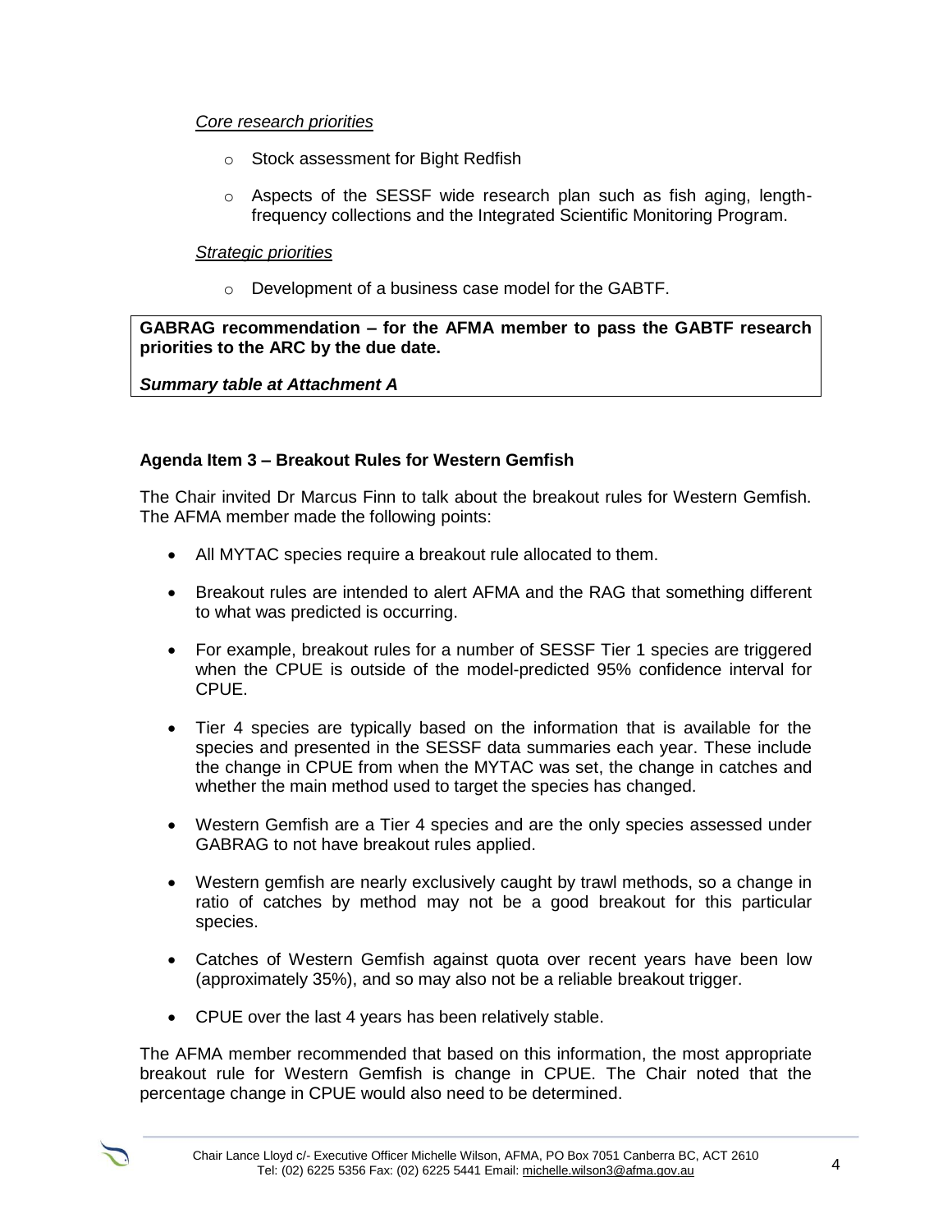*Core research priorities*

- Stock assessment for Bight Redfish
- Aspects of the SESSF wide research plan such as fish aging, length-frequency collections and the Integrated Scientific Monitoring Program.

*Strategic priorities*

- Development of a business case model for the GABTF.

**GABRAG recommendation – for the AFMA member to pass the GABTF research priorities to the ARC by the due date.**

***Summary table at Attachment A***

**Agenda Item 3 – Breakout Rules for Western Gemfish**

The Chair invited Dr Marcus Finn to talk about the breakout rules for Western Gemfish. The AFMA member made the following points:

- All MYTAC species require a breakout rule allocated to them.
- Breakout rules are intended to alert AFMA and the RAG that something different to what was predicted is occurring.
- For example, breakout rules for a number of SESSF Tier 1 species are triggered when the CPUE is outside of the model-predicted 95% confidence interval for CPUE.
- Tier 4 species are typically based on the information that is available for the species and presented in the SESSF data summaries each year. These include the change in CPUE from when the MYTAC was set, the change in catches and whether the main method used to target the species has changed.
- Western Gemfish are a Tier 4 species and are the only species assessed under GABRAG to not have breakout rules applied.
- Western gemfish are nearly exclusively caught by trawl methods, so a change in ratio of catches by method may not be a good breakout for this particular species.
- Catches of Western Gemfish against quota over recent years have been low (approximately 35%), and so may also not be a reliable breakout trigger.
- CPUE over the last 4 years has been relatively stable.

The AFMA member recommended that based on this information, the most appropriate breakout rule for Western Gemfish is change in CPUE. The Chair noted that the percentage change in CPUE would also need to be determined.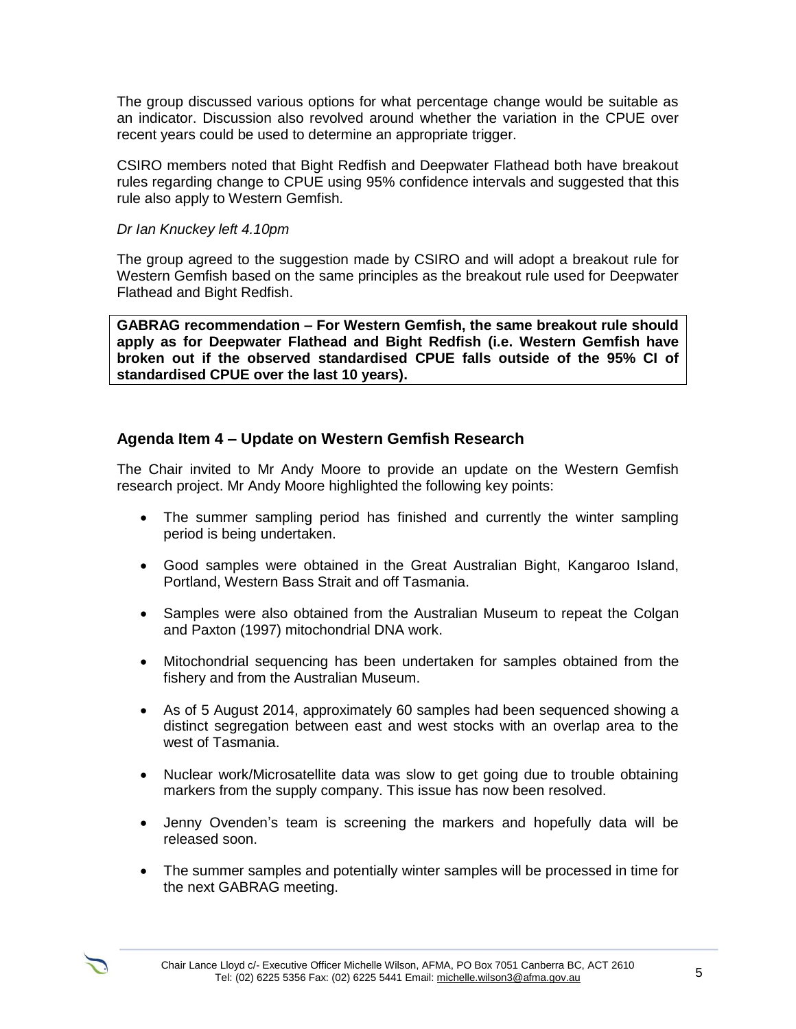The group discussed various options for what percentage change would be suitable as an indicator. Discussion also revolved around whether the variation in the CPUE over recent years could be used to determine an appropriate trigger.

CSIRO members noted that Bight Redfish and Deepwater Flathead both have breakout rules regarding change to CPUE using 95% confidence intervals and suggested that this rule also apply to Western Gemfish.

*Dr Ian Knuckey left 4.10pm*

The group agreed to the suggestion made by CSIRO and will adopt a breakout rule for Western Gemfish based on the same principles as the breakout rule used for Deepwater Flathead and Bight Redfish.

**GABRAG recommendation – For Western Gemfish, the same breakout rule should apply as for Deepwater Flathead and Bight Redfish (i.e. Western Gemfish have broken out if the observed standardised CPUE falls outside of the 95% CI of standardised CPUE over the last 10 years).**

## Agenda Item 4 – Update on Western Gemfish Research

The Chair invited to Mr Andy Moore to provide an update on the Western Gemfish research project. Mr Andy Moore highlighted the following key points:

- The summer sampling period has finished and currently the winter sampling period is being undertaken.
- Good samples were obtained in the Great Australian Bight, Kangaroo Island, Portland, Western Bass Strait and off Tasmania.
- Samples were also obtained from the Australian Museum to repeat the Colgan and Paxton (1997) mitochondrial DNA work.
- Mitochondrial sequencing has been undertaken for samples obtained from the fishery and from the Australian Museum.
- As of 5 August 2014, approximately 60 samples had been sequenced showing a distinct segregation between east and west stocks with an overlap area to the west of Tasmania.
- Nuclear work/Microsatellite data was slow to get going due to trouble obtaining markers from the supply company. This issue has now been resolved.
- Jenny Ovenden's team is screening the markers and hopefully data will be released soon.
- The summer samples and potentially winter samples will be processed in time for the next GABRAG meeting.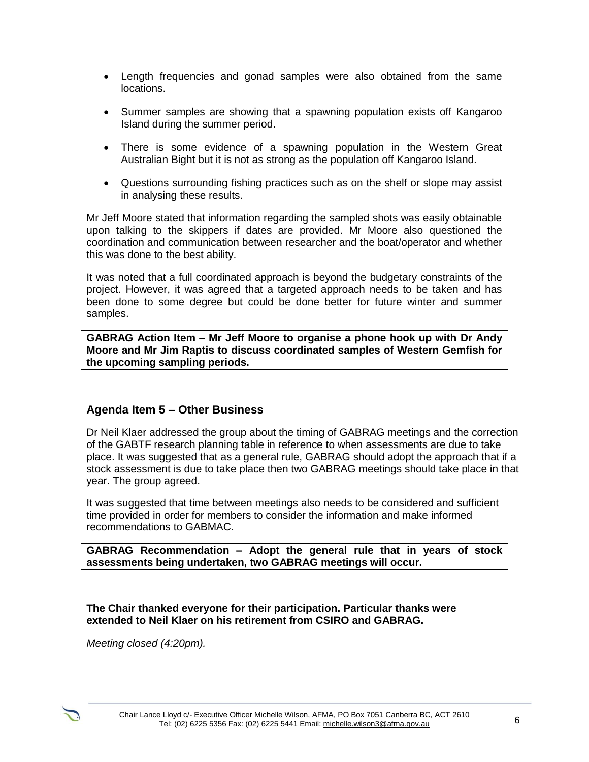- Length frequencies and gonad samples were also obtained from the same locations.
- Summer samples are showing that a spawning population exists off Kangaroo Island during the summer period.
- There is some evidence of a spawning population in the Western Great Australian Bight but it is not as strong as the population off Kangaroo Island.
- Questions surrounding fishing practices such as on the shelf or slope may assist in analysing these results.

Mr Jeff Moore stated that information regarding the sampled shots was easily obtainable upon talking to the skippers if dates are provided. Mr Moore also questioned the coordination and communication between researcher and the boat/operator and whether this was done to the best ability.

It was noted that a full coordinated approach is beyond the budgetary constraints of the project. However, it was agreed that a targeted approach needs to be taken and has been done to some degree but could be done better for future winter and summer samples.

**GABRAG Action Item – Mr Jeff Moore to organise a phone hook up with Dr Andy Moore and Mr Jim Raptis to discuss coordinated samples of Western Gemfish for the upcoming sampling periods.**

## Agenda Item 5 – Other Business

Dr Neil Klaer addressed the group about the timing of GABRAG meetings and the correction of the GABTF research planning table in reference to when assessments are due to take place. It was suggested that as a general rule, GABRAG should adopt the approach that if a stock assessment is due to take place then two GABRAG meetings should take place in that year. The group agreed.

It was suggested that time between meetings also needs to be considered and sufficient time provided in order for members to consider the information and make informed recommendations to GABMAC.

**GABRAG Recommendation – Adopt the general rule that in years of stock assessments being undertaken, two GABRAG meetings will occur.**

**The Chair thanked everyone for their participation. Particular thanks were extended to Neil Klaer on his retirement from CSIRO and GABRAG.**

*Meeting closed (4:20pm).*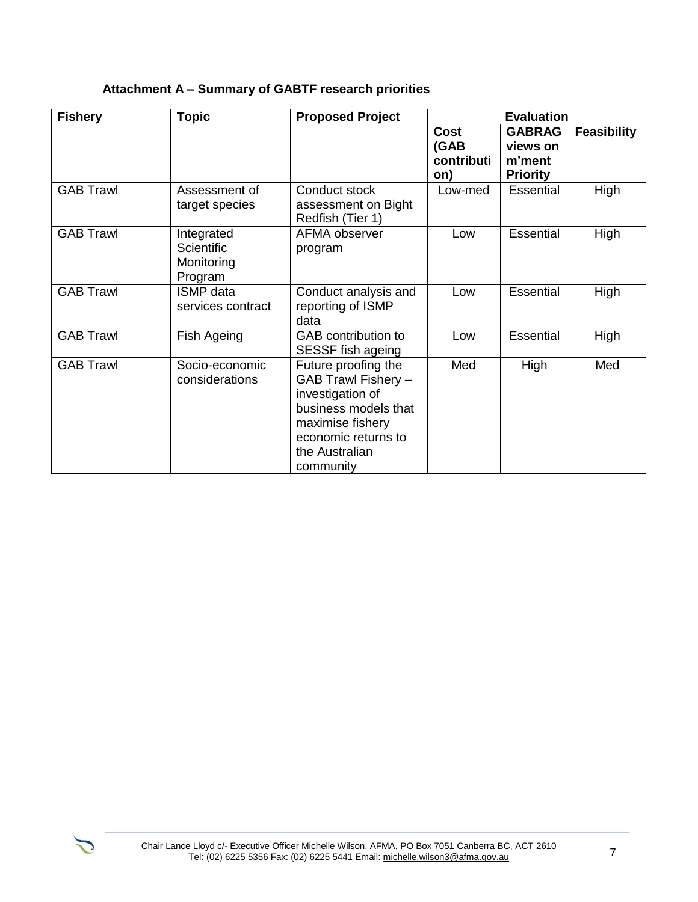**Attachment A – Summary of GABTF research priorities**

| Fishery | Topic | Proposed Project | Evaluation | | |
|---|---|---|---|---|---|
| | | | **Cost (GAB contribution)** | **GABRAG views on m'ment Priority** | **Feasibility** |
| GAB Trawl | Assessment of target species | Conduct stock assessment on Bight Redfish (Tier 1) | Low-med | Essential | High |
| GAB Trawl | Integrated Scientific Monitoring Program | AFMA observer program | Low | Essential | High |
| GAB Trawl | ISMP data services contract | Conduct analysis and reporting of ISMP data | Low | Essential | High |
| GAB Trawl | Fish Ageing | GAB contribution to SESSF fish ageing | Low | Essential | High |
| GAB Trawl | Socio-economic considerations | Future proofing the GAB Trawl Fishery – investigation of business models that maximise fishery economic returns to the Australian community | Med | High | Med |